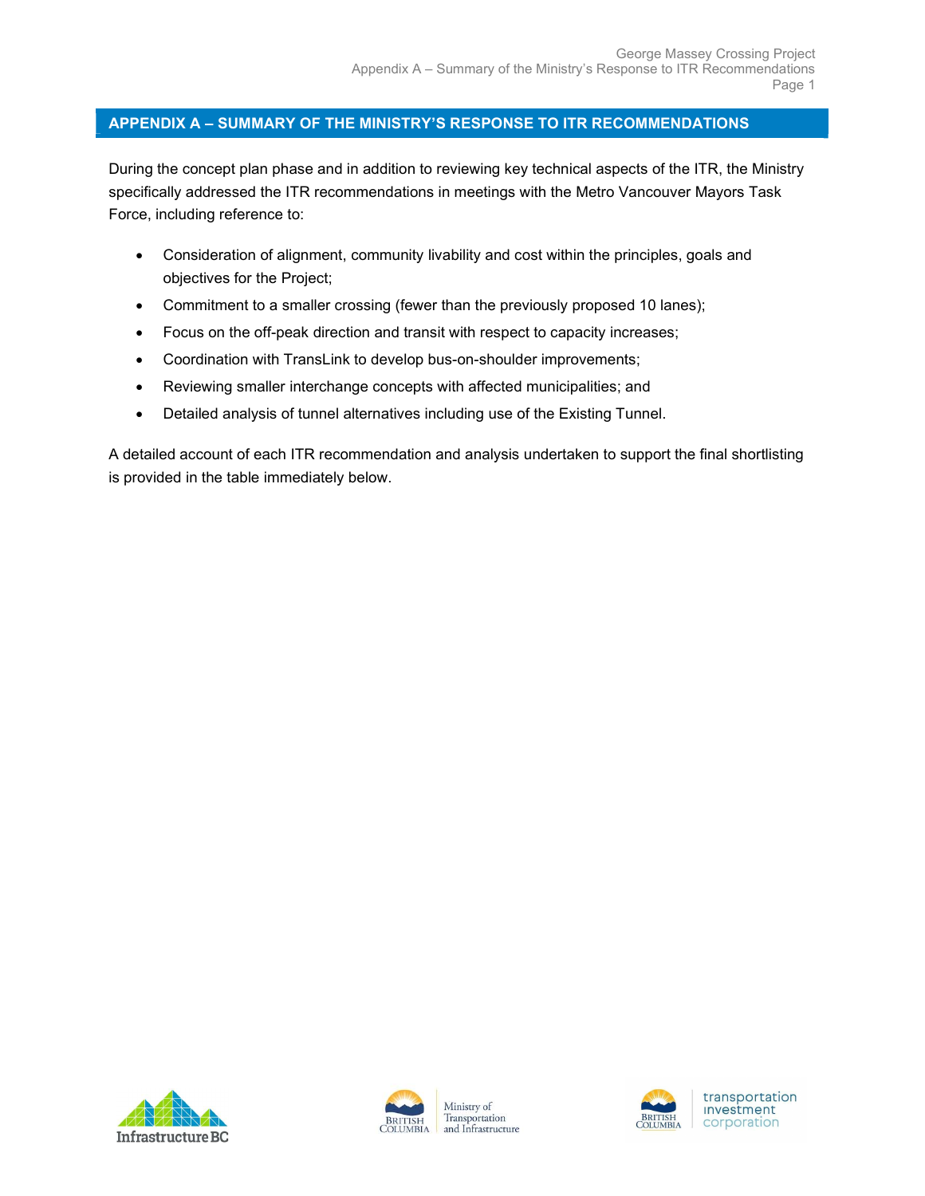## APPENDIX A – SUMMARY OF THE MINISTRY'S RESPONSE TO ITR RECOMMENDATIONS

During the concept plan phase and in addition to reviewing key technical aspects of the ITR, the Ministry specifically addressed the ITR recommendations in meetings with the Metro Vancouver Mayors Task Force, including reference to:

- Consideration of alignment, community livability and cost within the principles, goals and objectives for the Project;
- Commitment to a smaller crossing (fewer than the previously proposed 10 lanes);
- Focus on the off-peak direction and transit with respect to capacity increases;
- Coordination with TransLink to develop bus-on-shoulder improvements;
- Reviewing smaller interchange concepts with affected municipalities; and
- Detailed analysis of tunnel alternatives including use of the Existing Tunnel.

A detailed account of each ITR recommendation and analysis undertaken to support the final shortlisting is provided in the table immediately below.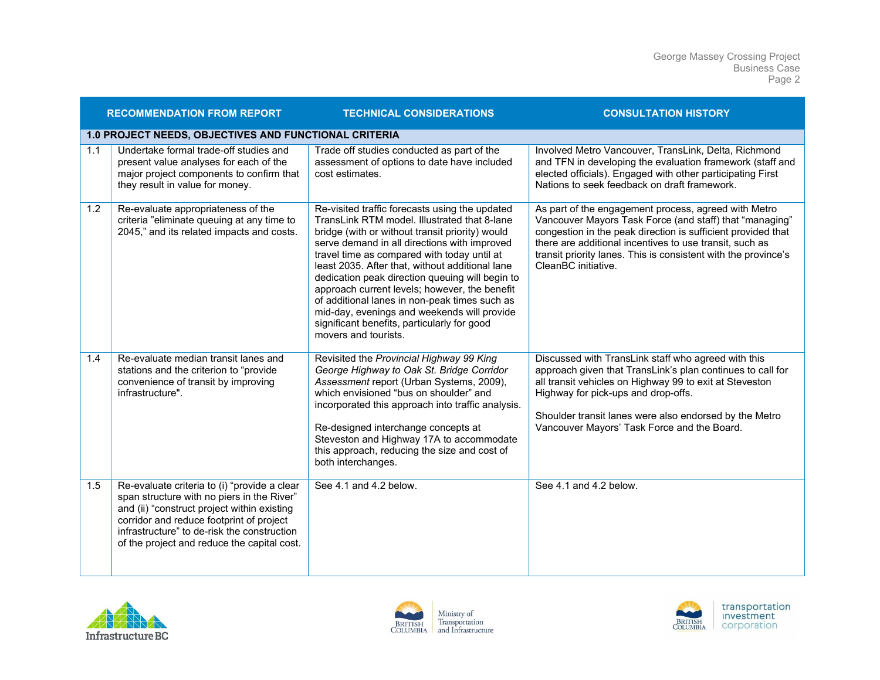| | RECOMMENDATION FROM REPORT | TECHNICAL CONSIDERATIONS | CONSULTATION HISTORY |
|---|---|---|---|
| **1.0 PROJECT NEEDS, OBJECTIVES AND FUNCTIONAL CRITERIA** | | | |
| 1.1 | Undertake formal trade-off studies and present value analyses for each of the major project components to confirm that they result in value for money. | Trade off studies conducted as part of the assessment of options to date have included cost estimates. | Involved Metro Vancouver, TransLink, Delta, Richmond and TFN in developing the evaluation framework (staff and elected officials). Engaged with other participating First Nations to seek feedback on draft framework. |
| 1.2 | Re-evaluate appropriateness of the criteria "eliminate queuing at any time to 2045," and its related impacts and costs. | Re-visited traffic forecasts using the updated TransLink RTM model. Illustrated that 8-lane bridge (with or without transit priority) would serve demand in all directions with improved travel time as compared with today until at least 2035. After that, without additional lane dedication peak direction queuing will begin to approach current levels; however, the benefit of additional lanes in non-peak times such as mid-day, evenings and weekends will provide significant benefits, particularly for good movers and tourists. | As part of the engagement process, agreed with Metro Vancouver Mayors Task Force (and staff) that "managing" congestion in the peak direction is sufficient provided that there are additional incentives to use transit, such as transit priority lanes. This is consistent with the province's CleanBC initiative. |
| 1.4 | Re-evaluate median transit lanes and stations and the criterion to "provide convenience of transit by improving infrastructure". | Revisited the *Provincial Highway 99 King George Highway to Oak St. Bridge Corridor Assessment* report (Urban Systems, 2009), which envisioned "bus on shoulder" and incorporated this approach into traffic analysis.<br><br>Re-designed interchange concepts at Steveston and Highway 17A to accommodate this approach, reducing the size and cost of both interchanges. | Discussed with TransLink staff who agreed with this approach given that TransLink's plan continues to call for all transit vehicles on Highway 99 to exit at Steveston Highway for pick-ups and drop-offs.<br><br>Shoulder transit lanes were also endorsed by the Metro Vancouver Mayors' Task Force and the Board. |
| 1.5 | Re-evaluate criteria to (i) "provide a clear span structure with no piers in the River" and (ii) "construct project within existing corridor and reduce footprint of project infrastructure" to de-risk the construction of the project and reduce the capital cost. | See 4.1 and 4.2 below. | See 4.1 and 4.2 below. |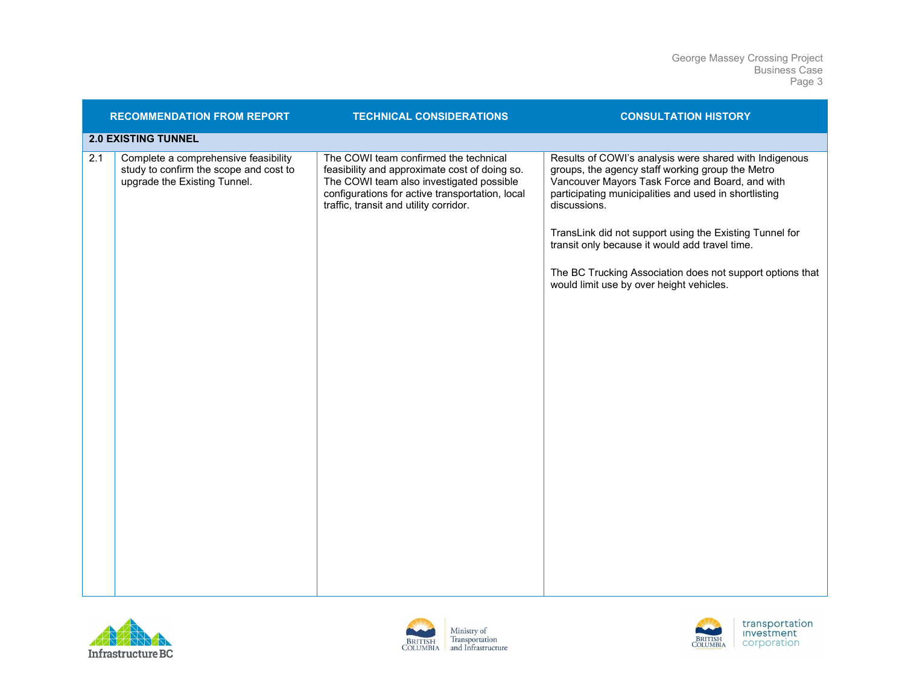| | RECOMMENDATION FROM REPORT | TECHNICAL CONSIDERATIONS | CONSULTATION HISTORY |
|---|---|---|---|
| **2.0 EXISTING TUNNEL** | | | |
| 2.1 | Complete a comprehensive feasibility study to confirm the scope and cost to upgrade the Existing Tunnel. | The COWI team confirmed the technical feasibility and approximate cost of doing so. The COWI team also investigated possible configurations for active transportation, local traffic, transit and utility corridor. | Results of COWI's analysis were shared with Indigenous groups, the agency staff working group the Metro Vancouver Mayors Task Force and Board, and with participating municipalities and used in shortlisting discussions.<br><br>TransLink did not support using the Existing Tunnel for transit only because it would add travel time.<br><br>The BC Trucking Association does not support options that would limit use by over height vehicles. |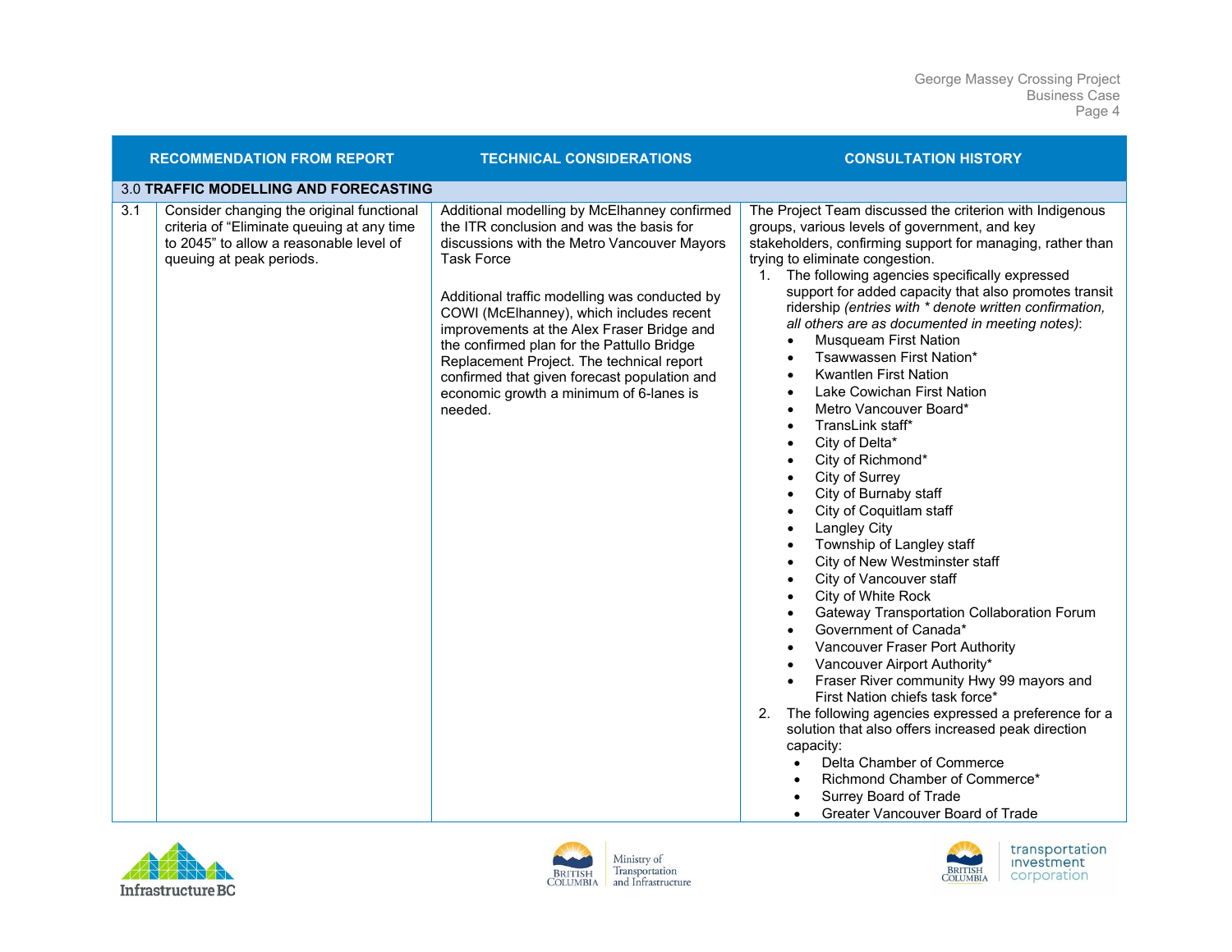| | RECOMMENDATION FROM REPORT | TECHNICAL CONSIDERATIONS | CONSULTATION HISTORY |
|---|---|---|---|
| **3.0 TRAFFIC MODELLING AND FORECASTING** | | | |
| 3.1 | Consider changing the original functional criteria of "Eliminate queuing at any time to 2045" to allow a reasonable level of queuing at peak periods. | Additional modelling by McElhanney confirmed the ITR conclusion and was the basis for discussions with the Metro Vancouver Mayors Task Force<br><br>Additional traffic modelling was conducted by COWI (McElhanney), which includes recent improvements at the Alex Fraser Bridge and the confirmed plan for the Pattullo Bridge Replacement Project. The technical report confirmed that given forecast population and economic growth a minimum of 6-lanes is needed. | The Project Team discussed the criterion with Indigenous groups, various levels of government, and key stakeholders, confirming support for managing, rather than trying to eliminate congestion.<br>1. The following agencies specifically expressed support for added capacity that also promotes transit ridership *(entries with * denote written confirmation, all others are as documented in meeting notes)*:<br>• Musqueam First Nation<br>• Tsawwassen First Nation*<br>• Kwantlen First Nation<br>• Lake Cowichan First Nation<br>• Metro Vancouver Board*<br>• TransLink staff*<br>• City of Delta*<br>• City of Richmond*<br>• City of Surrey<br>• City of Burnaby staff<br>• City of Coquitlam staff<br>• Langley City<br>• Township of Langley staff<br>• City of New Westminster staff<br>• City of Vancouver staff<br>• City of White Rock<br>• Gateway Transportation Collaboration Forum<br>• Government of Canada*<br>• Vancouver Fraser Port Authority<br>• Vancouver Airport Authority*<br>• Fraser River community Hwy 99 mayors and First Nation chiefs task force*<br>2. The following agencies expressed a preference for a solution that also offers increased peak direction capacity:<br>• Delta Chamber of Commerce<br>• Richmond Chamber of Commerce*<br>• Surrey Board of Trade<br>• Greater Vancouver Board of Trade |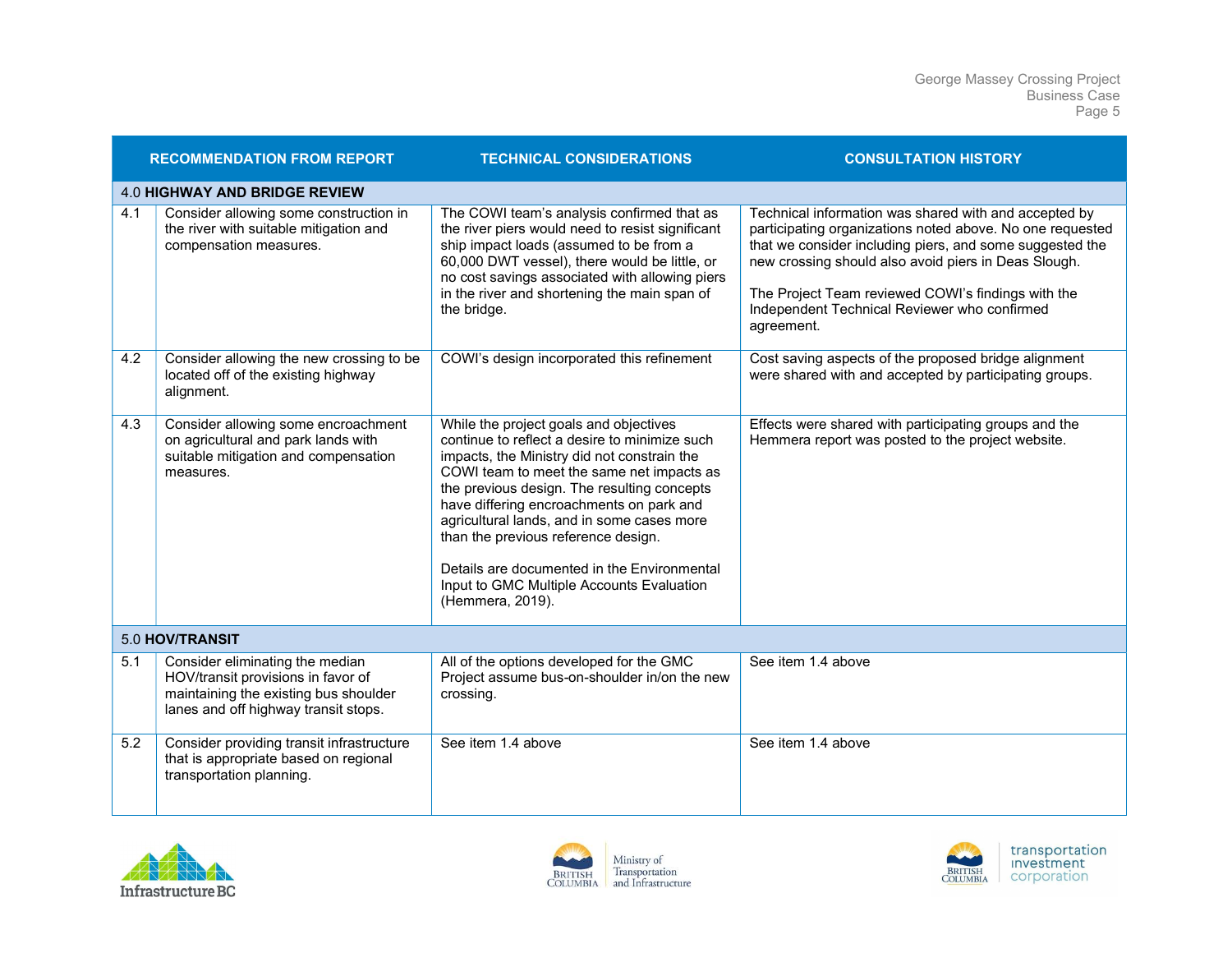| | RECOMMENDATION FROM REPORT | TECHNICAL CONSIDERATIONS | CONSULTATION HISTORY |
|---|---|---|---|
| **4.0 HIGHWAY AND BRIDGE REVIEW** | | | |
| 4.1 | Consider allowing some construction in the river with suitable mitigation and compensation measures. | The COWI team's analysis confirmed that as the river piers would need to resist significant ship impact loads (assumed to be from a 60,000 DWT vessel), there would be little, or no cost savings associated with allowing piers in the river and shortening the main span of the bridge. | Technical information was shared with and accepted by participating organizations noted above. No one requested that we consider including piers, and some suggested the new crossing should also avoid piers in Deas Slough.<br><br>The Project Team reviewed COWI's findings with the Independent Technical Reviewer who confirmed agreement. |
| 4.2 | Consider allowing the new crossing to be located off of the existing highway alignment. | COWI's design incorporated this refinement | Cost saving aspects of the proposed bridge alignment were shared with and accepted by participating groups. |
| 4.3 | Consider allowing some encroachment on agricultural and park lands with suitable mitigation and compensation measures. | While the project goals and objectives continue to reflect a desire to minimize such impacts, the Ministry did not constrain the COWI team to meet the same net impacts as the previous design. The resulting concepts have differing encroachments on park and agricultural lands, and in some cases more than the previous reference design.<br><br>Details are documented in the Environmental Input to GMC Multiple Accounts Evaluation (Hemmera, 2019). | Effects were shared with participating groups and the Hemmera report was posted to the project website. |
| **5.0 HOV/TRANSIT** | | | |
| 5.1 | Consider eliminating the median HOV/transit provisions in favor of maintaining the existing bus shoulder lanes and off highway transit stops. | All of the options developed for the GMC Project assume bus-on-shoulder in/on the new crossing. | See item 1.4 above |
| 5.2 | Consider providing transit infrastructure that is appropriate based on regional transportation planning. | See item 1.4 above | See item 1.4 above |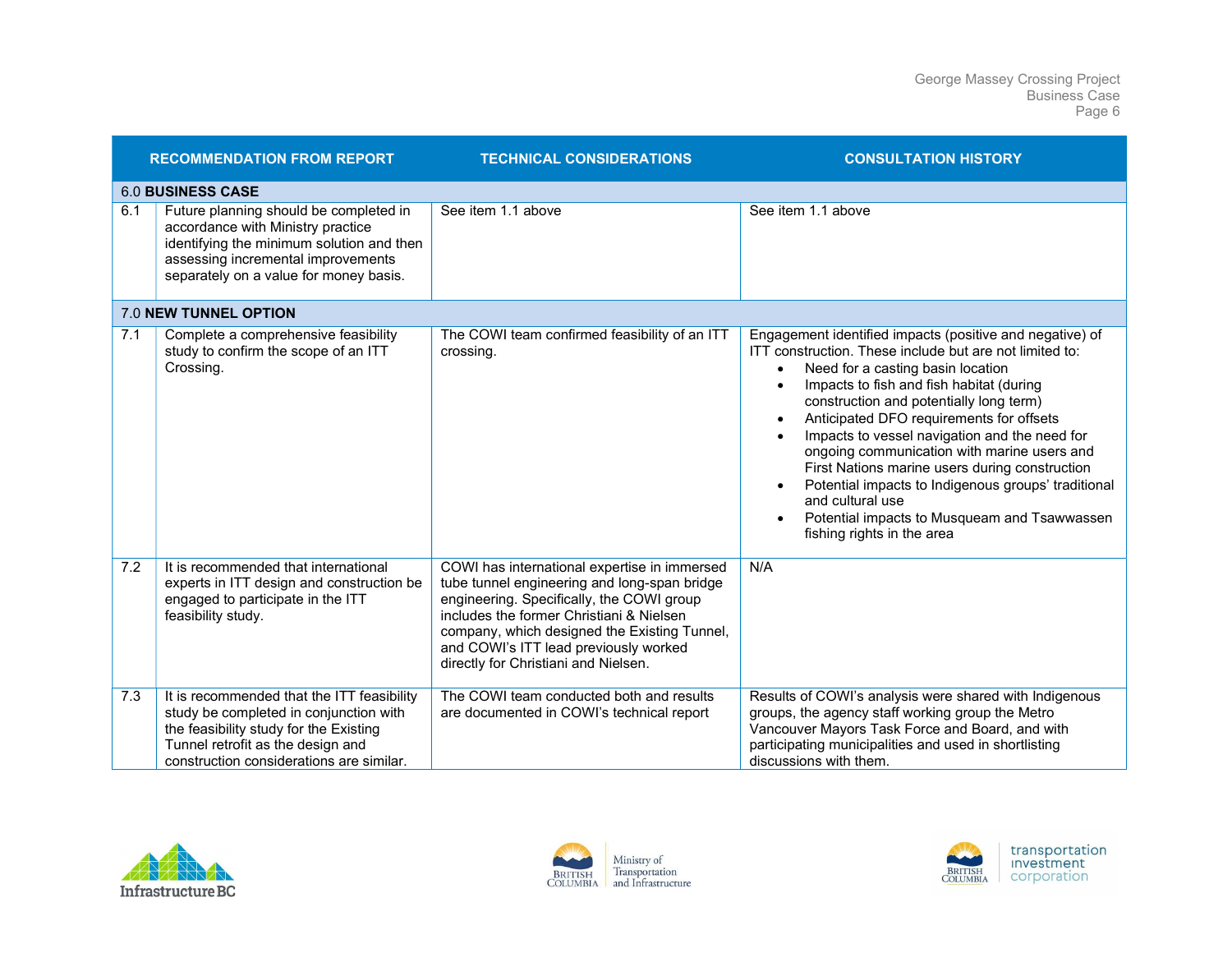| | RECOMMENDATION FROM REPORT | TECHNICAL CONSIDERATIONS | CONSULTATION HISTORY |
|---|---|---|---|
| 6.0 **BUSINESS CASE** | | | |
| 6.1 | Future planning should be completed in accordance with Ministry practice identifying the minimum solution and then assessing incremental improvements separately on a value for money basis. | See item 1.1 above | See item 1.1 above |
| 7.0 **NEW TUNNEL OPTION** | | | |
| 7.1 | Complete a comprehensive feasibility study to confirm the scope of an ITT Crossing. | The COWI team confirmed feasibility of an ITT crossing. | Engagement identified impacts (positive and negative) of ITT construction. These include but are not limited to: <br>• Need for a casting basin location <br>• Impacts to fish and fish habitat (during construction and potentially long term) <br>• Anticipated DFO requirements for offsets <br>• Impacts to vessel navigation and the need for ongoing communication with marine users and First Nations marine users during construction <br>• Potential impacts to Indigenous groups' traditional and cultural use <br>• Potential impacts to Musqueam and Tsawwassen fishing rights in the area |
| 7.2 | It is recommended that international experts in ITT design and construction be engaged to participate in the ITT feasibility study. | COWI has international expertise in immersed tube tunnel engineering and long-span bridge engineering. Specifically, the COWI group includes the former Christiani & Nielsen company, which designed the Existing Tunnel, and COWI's ITT lead previously worked directly for Christiani and Nielsen. | N/A |
| 7.3 | It is recommended that the ITT feasibility study be completed in conjunction with the feasibility study for the Existing Tunnel retrofit as the design and construction considerations are similar. | The COWI team conducted both and results are documented in COWI's technical report | Results of COWI's analysis were shared with Indigenous groups, the agency staff working group the Metro Vancouver Mayors Task Force and Board, and with participating municipalities and used in shortlisting discussions with them. |